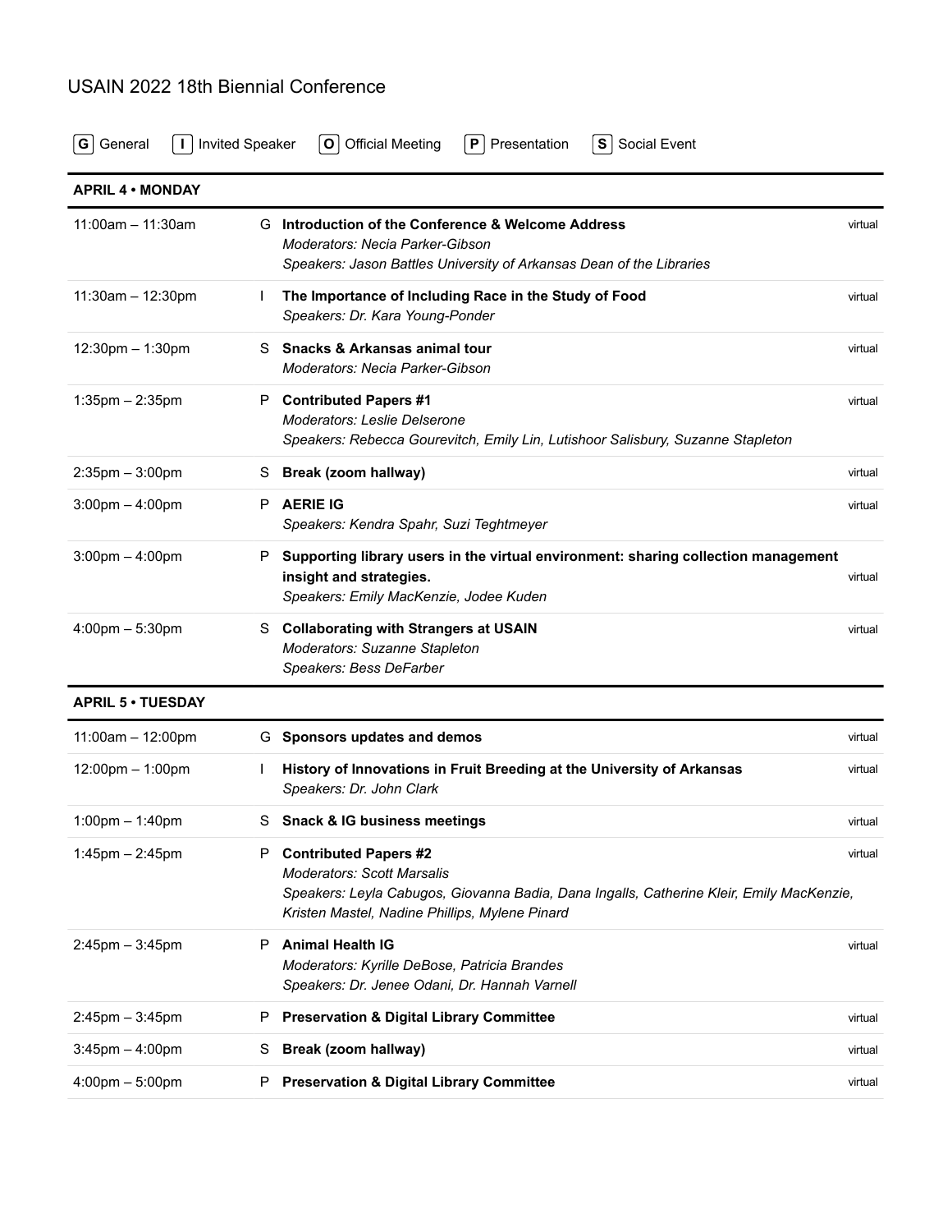# USAIN 2022 18th Biennial Conference

**G** General **I** Invited Speaker **O** Official Meeting **P** Presentation **S** Social Event

## APRIL 4 • MONDAY

| Time | Type | Session | Location |
|---|---|---|---|
| 11:00am – 11:30am | G | **Introduction of the Conference & Welcome Address**<br>*Moderators: Necia Parker-Gibson*<br>*Speakers: Jason Battles University of Arkansas Dean of the Libraries* | virtual |
| 11:30am – 12:30pm | I | **The Importance of Including Race in the Study of Food**<br>*Speakers: Dr. Kara Young-Ponder* | virtual |
| 12:30pm – 1:30pm | S | **Snacks & Arkansas animal tour**<br>*Moderators: Necia Parker-Gibson* | virtual |
| 1:35pm – 2:35pm | P | **Contributed Papers #1**<br>*Moderators: Leslie Delserone*<br>*Speakers: Rebecca Gourevitch, Emily Lin, Lutishoor Salisbury, Suzanne Stapleton* | virtual |
| 2:35pm – 3:00pm | S | **Break (zoom hallway)** | virtual |
| 3:00pm – 4:00pm | P | **AERIE IG**<br>*Speakers: Kendra Spahr, Suzi Teghtmeyer* | virtual |
| 3:00pm – 4:00pm | P | **Supporting library users in the virtual environment: sharing collection management insight and strategies.**<br>*Speakers: Emily MacKenzie, Jodee Kuden* | virtual |
| 4:00pm – 5:30pm | S | **Collaborating with Strangers at USAIN**<br>*Moderators: Suzanne Stapleton*<br>*Speakers: Bess DeFarber* | virtual |

## APRIL 5 • TUESDAY

| Time | Type | Session | Location |
|---|---|---|---|
| 11:00am – 12:00pm | G | **Sponsors updates and demos** | virtual |
| 12:00pm – 1:00pm | I | **History of Innovations in Fruit Breeding at the University of Arkansas**<br>*Speakers: Dr. John Clark* | virtual |
| 1:00pm – 1:40pm | S | **Snack & IG business meetings** | virtual |
| 1:45pm – 2:45pm | P | **Contributed Papers #2**<br>*Moderators: Scott Marsalis*<br>*Speakers: Leyla Cabugos, Giovanna Badia, Dana Ingalls, Catherine Kleir, Emily MacKenzie, Kristen Mastel, Nadine Phillips, Mylene Pinard* | virtual |
| 2:45pm – 3:45pm | P | **Animal Health IG**<br>*Moderators: Kyrille DeBose, Patricia Brandes*<br>*Speakers: Dr. Jenee Odani, Dr. Hannah Varnell* | virtual |
| 2:45pm – 3:45pm | P | **Preservation & Digital Library Committee** | virtual |
| 3:45pm – 4:00pm | S | **Break (zoom hallway)** | virtual |
| 4:00pm – 5:00pm | P | **Preservation & Digital Library Committee** | virtual |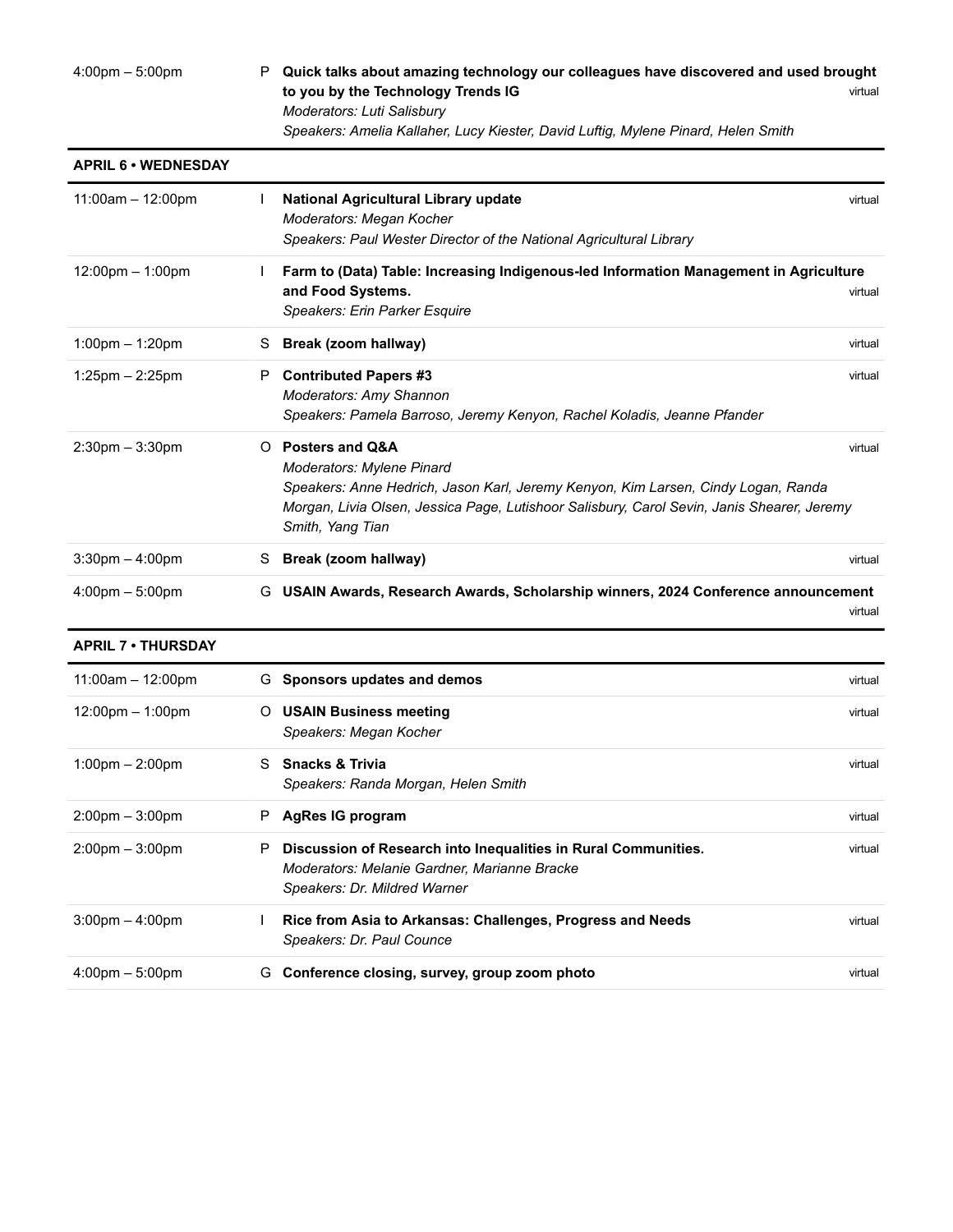| | | | |
|---|---|---|---|
| 4:00pm – 5:00pm | P | **Quick talks about amazing technology our colleagues have discovered and used brought to you by the Technology Trends IG**<br>*Moderators: Luti Salisbury*<br>*Speakers: Amelia Kallaher, Lucy Kiester, David Luftig, Mylene Pinard, Helen Smith* | virtual |

**APRIL 6 • WEDNESDAY**

| | | | |
|---|---|---|---|
| 11:00am – 12:00pm | I | **National Agricultural Library update**<br>*Moderators: Megan Kocher*<br>*Speakers: Paul Wester Director of the National Agricultural Library* | virtual |
| 12:00pm – 1:00pm | I | **Farm to (Data) Table: Increasing Indigenous-led Information Management in Agriculture and Food Systems.**<br>*Speakers: Erin Parker Esquire* | virtual |
| 1:00pm – 1:20pm | S | **Break (zoom hallway)** | virtual |
| 1:25pm – 2:25pm | P | **Contributed Papers #3**<br>*Moderators: Amy Shannon*<br>*Speakers: Pamela Barroso, Jeremy Kenyon, Rachel Koladis, Jeanne Pfander* | virtual |
| 2:30pm – 3:30pm | O | **Posters and Q&A**<br>*Moderators: Mylene Pinard*<br>*Speakers: Anne Hedrich, Jason Karl, Jeremy Kenyon, Kim Larsen, Cindy Logan, Randa Morgan, Livia Olsen, Jessica Page, Lutishoor Salisbury, Carol Sevin, Janis Shearer, Jeremy Smith, Yang Tian* | virtual |
| 3:30pm – 4:00pm | S | **Break (zoom hallway)** | virtual |
| 4:00pm – 5:00pm | G | **USAIN Awards, Research Awards, Scholarship winners, 2024 Conference announcement** | virtual |

**APRIL 7 • THURSDAY**

| | | | |
|---|---|---|---|
| 11:00am – 12:00pm | G | **Sponsors updates and demos** | virtual |
| 12:00pm – 1:00pm | O | **USAIN Business meeting**<br>*Speakers: Megan Kocher* | virtual |
| 1:00pm – 2:00pm | S | **Snacks & Trivia**<br>*Speakers: Randa Morgan, Helen Smith* | virtual |
| 2:00pm – 3:00pm | P | **AgRes IG program** | virtual |
| 2:00pm – 3:00pm | P | **Discussion of Research into Inequalities in Rural Communities.**<br>*Moderators: Melanie Gardner, Marianne Bracke*<br>*Speakers: Dr. Mildred Warner* | virtual |
| 3:00pm – 4:00pm | I | **Rice from Asia to Arkansas: Challenges, Progress and Needs**<br>*Speakers: Dr. Paul Counce* | virtual |
| 4:00pm – 5:00pm | G | **Conference closing, survey, group zoom photo** | virtual |